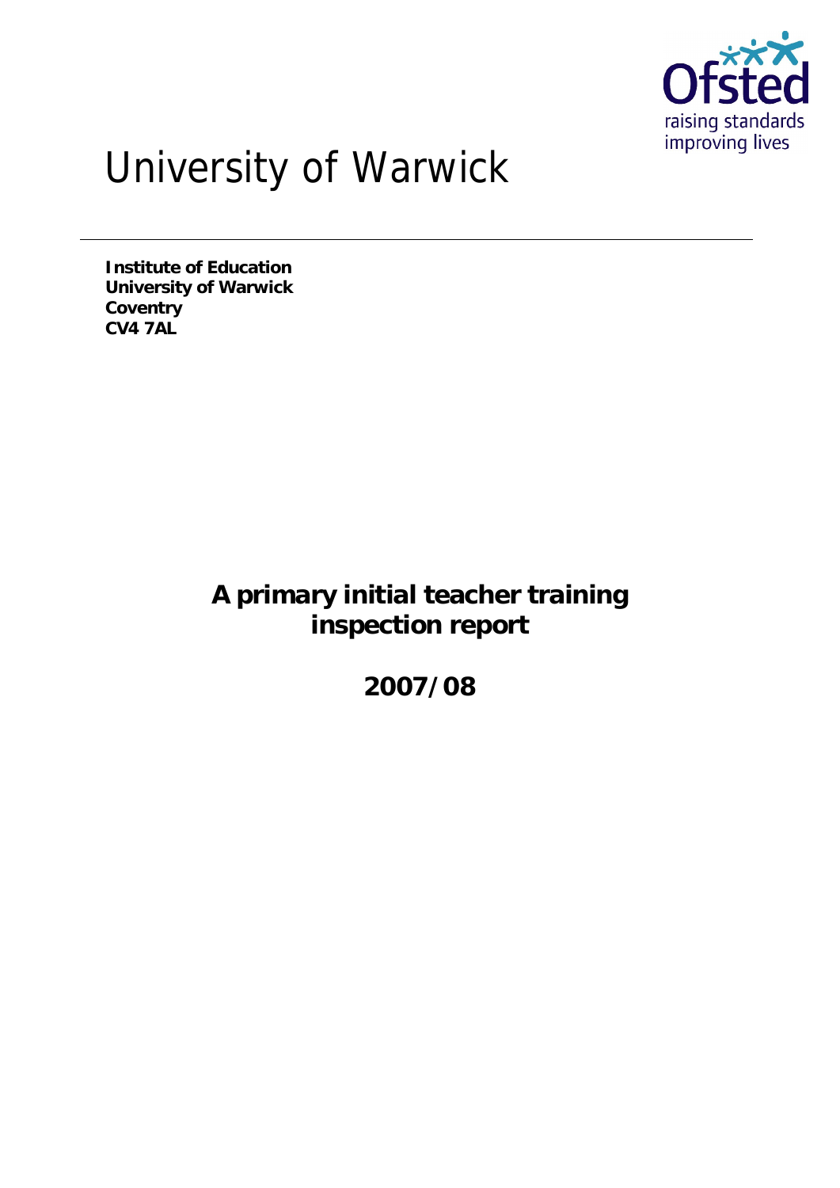# University of Warwick

**Institute of Education**
**University of Warwick**
**Coventry**
**CV4 7AL**

## A primary initial teacher training inspection report

## 2007/08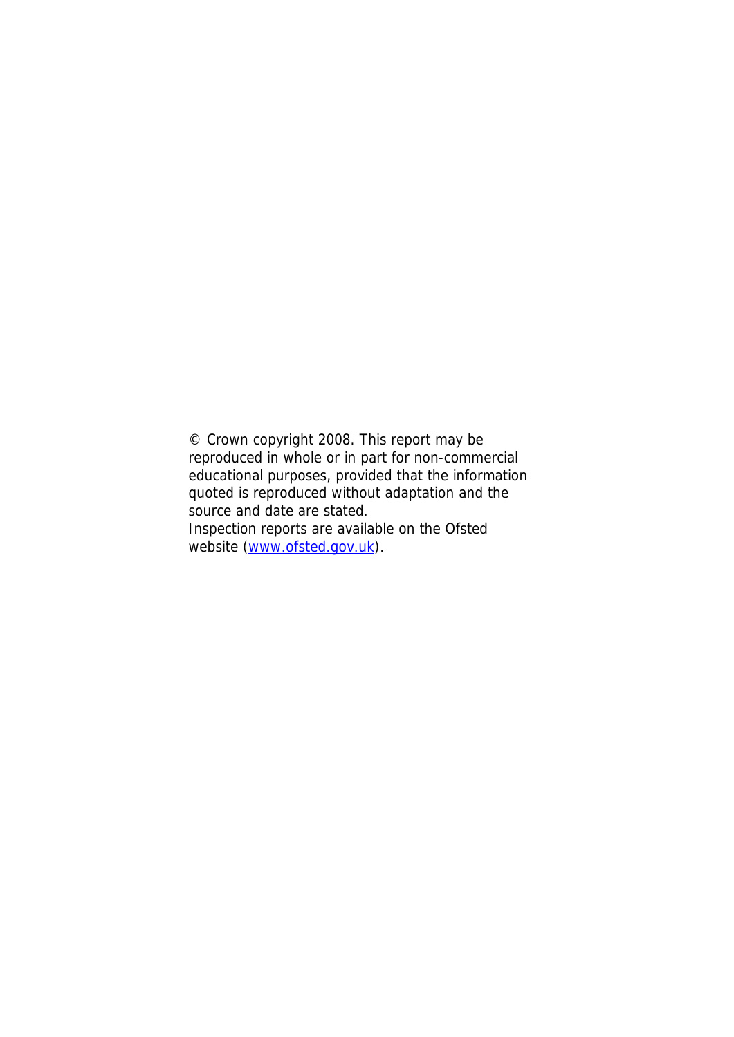© Crown copyright 2008. This report may be reproduced in whole or in part for non-commercial educational purposes, provided that the information quoted is reproduced without adaptation and the source and date are stated.
Inspection reports are available on the Ofsted website ([www.ofsted.gov.uk](http://www.ofsted.gov.uk)).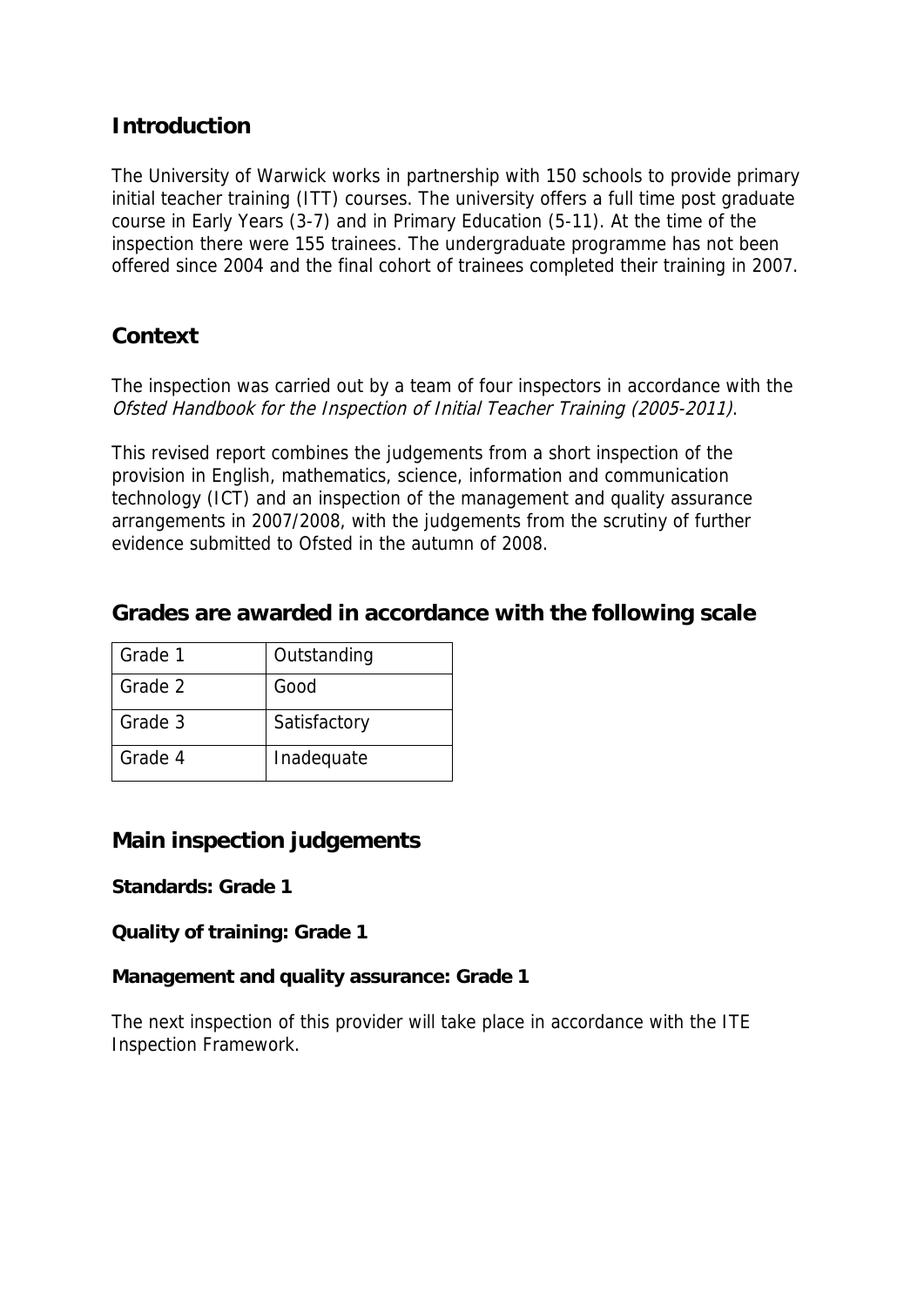## Introduction

The University of Warwick works in partnership with 150 schools to provide primary initial teacher training (ITT) courses. The university offers a full time post graduate course in Early Years (3-7) and in Primary Education (5-11). At the time of the inspection there were 155 trainees. The undergraduate programme has not been offered since 2004 and the final cohort of trainees completed their training in 2007.

## Context

The inspection was carried out by a team of four inspectors in accordance with the *Ofsted Handbook for the Inspection of Initial Teacher Training (2005-2011)*.

This revised report combines the judgements from a short inspection of the provision in English, mathematics, science, information and communication technology (ICT) and an inspection of the management and quality assurance arrangements in 2007/2008, with the judgements from the scrutiny of further evidence submitted to Ofsted in the autumn of 2008.

## Grades are awarded in accordance with the following scale

| Grade | Description |
|---|---|
| Grade 1 | Outstanding |
| Grade 2 | Good |
| Grade 3 | Satisfactory |
| Grade 4 | Inadequate |

## Main inspection judgements

**Standards: Grade 1**

**Quality of training: Grade 1**

**Management and quality assurance: Grade 1**

The next inspection of this provider will take place in accordance with the ITE Inspection Framework.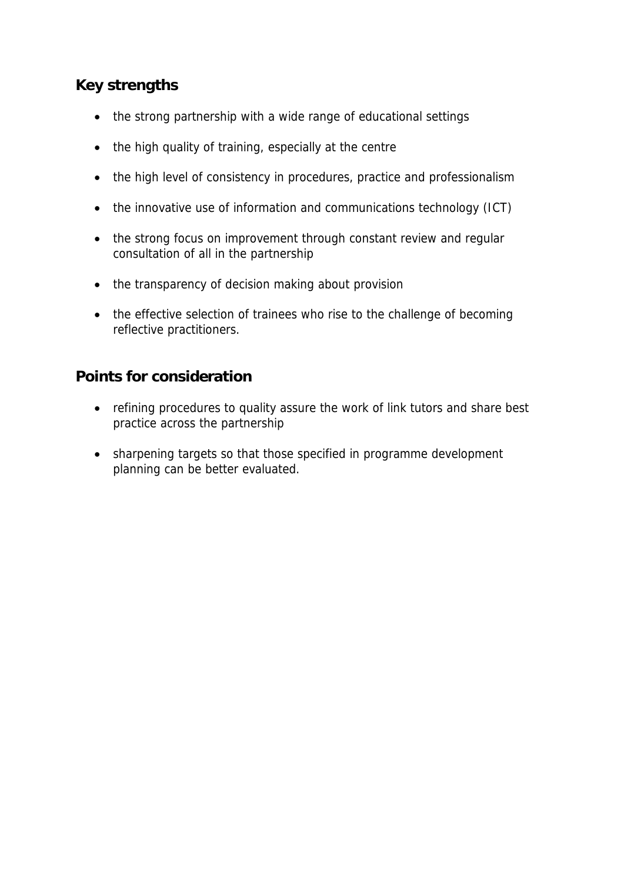## Key strengths

- the strong partnership with a wide range of educational settings
- the high quality of training, especially at the centre
- the high level of consistency in procedures, practice and professionalism
- the innovative use of information and communications technology (ICT)
- the strong focus on improvement through constant review and regular consultation of all in the partnership
- the transparency of decision making about provision
- the effective selection of trainees who rise to the challenge of becoming reflective practitioners.

## Points for consideration

- refining procedures to quality assure the work of link tutors and share best practice across the partnership
- sharpening targets so that those specified in programme development planning can be better evaluated.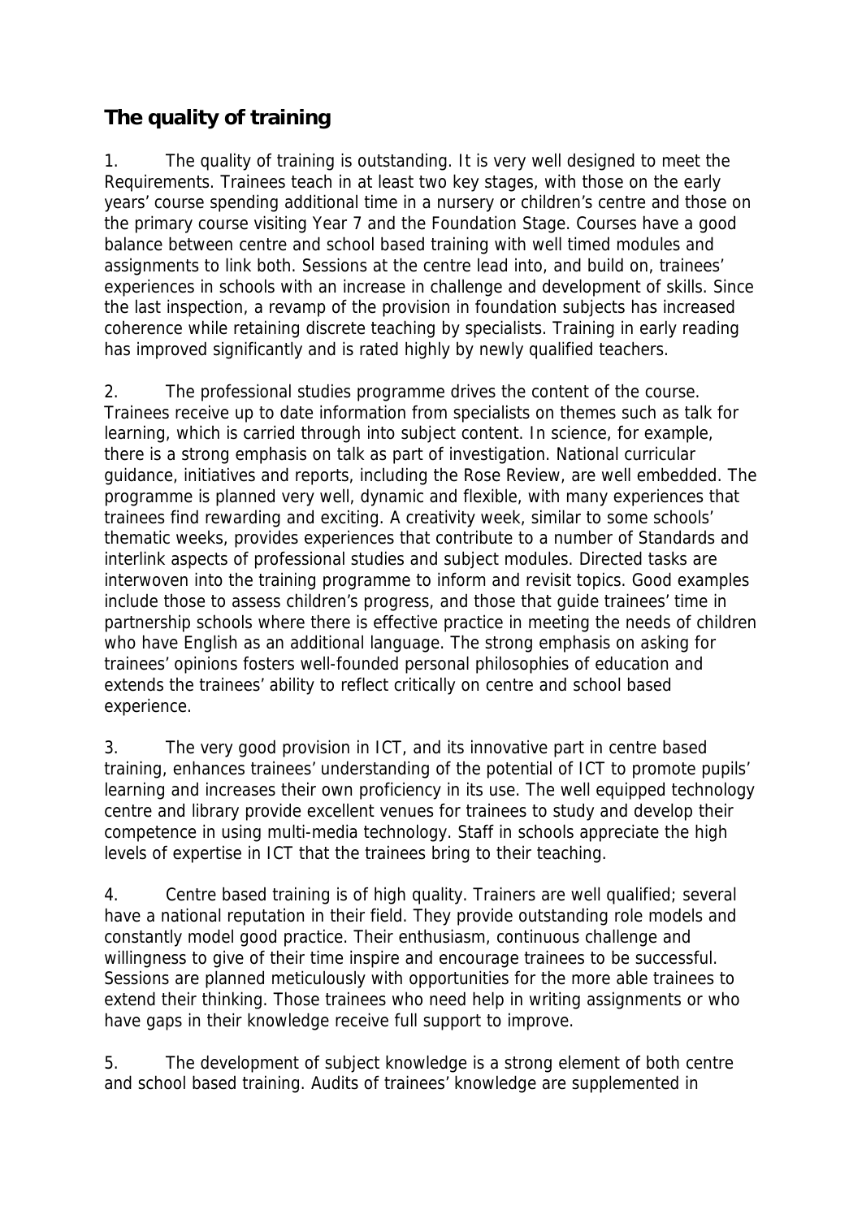## The quality of training

1. The quality of training is outstanding. It is very well designed to meet the Requirements. Trainees teach in at least two key stages, with those on the early years' course spending additional time in a nursery or children's centre and those on the primary course visiting Year 7 and the Foundation Stage. Courses have a good balance between centre and school based training with well timed modules and assignments to link both. Sessions at the centre lead into, and build on, trainees' experiences in schools with an increase in challenge and development of skills. Since the last inspection, a revamp of the provision in foundation subjects has increased coherence while retaining discrete teaching by specialists. Training in early reading has improved significantly and is rated highly by newly qualified teachers.

2. The professional studies programme drives the content of the course. Trainees receive up to date information from specialists on themes such as talk for learning, which is carried through into subject content. In science, for example, there is a strong emphasis on talk as part of investigation. National curricular guidance, initiatives and reports, including the Rose Review, are well embedded. The programme is planned very well, dynamic and flexible, with many experiences that trainees find rewarding and exciting. A creativity week, similar to some schools' thematic weeks, provides experiences that contribute to a number of Standards and interlink aspects of professional studies and subject modules. Directed tasks are interwoven into the training programme to inform and revisit topics. Good examples include those to assess children's progress, and those that guide trainees' time in partnership schools where there is effective practice in meeting the needs of children who have English as an additional language. The strong emphasis on asking for trainees' opinions fosters well-founded personal philosophies of education and extends the trainees' ability to reflect critically on centre and school based experience.

3. The very good provision in ICT, and its innovative part in centre based training, enhances trainees' understanding of the potential of ICT to promote pupils' learning and increases their own proficiency in its use. The well equipped technology centre and library provide excellent venues for trainees to study and develop their competence in using multi-media technology. Staff in schools appreciate the high levels of expertise in ICT that the trainees bring to their teaching.

4. Centre based training is of high quality. Trainers are well qualified; several have a national reputation in their field. They provide outstanding role models and constantly model good practice. Their enthusiasm, continuous challenge and willingness to give of their time inspire and encourage trainees to be successful. Sessions are planned meticulously with opportunities for the more able trainees to extend their thinking. Those trainees who need help in writing assignments or who have gaps in their knowledge receive full support to improve.

5. The development of subject knowledge is a strong element of both centre and school based training. Audits of trainees' knowledge are supplemented in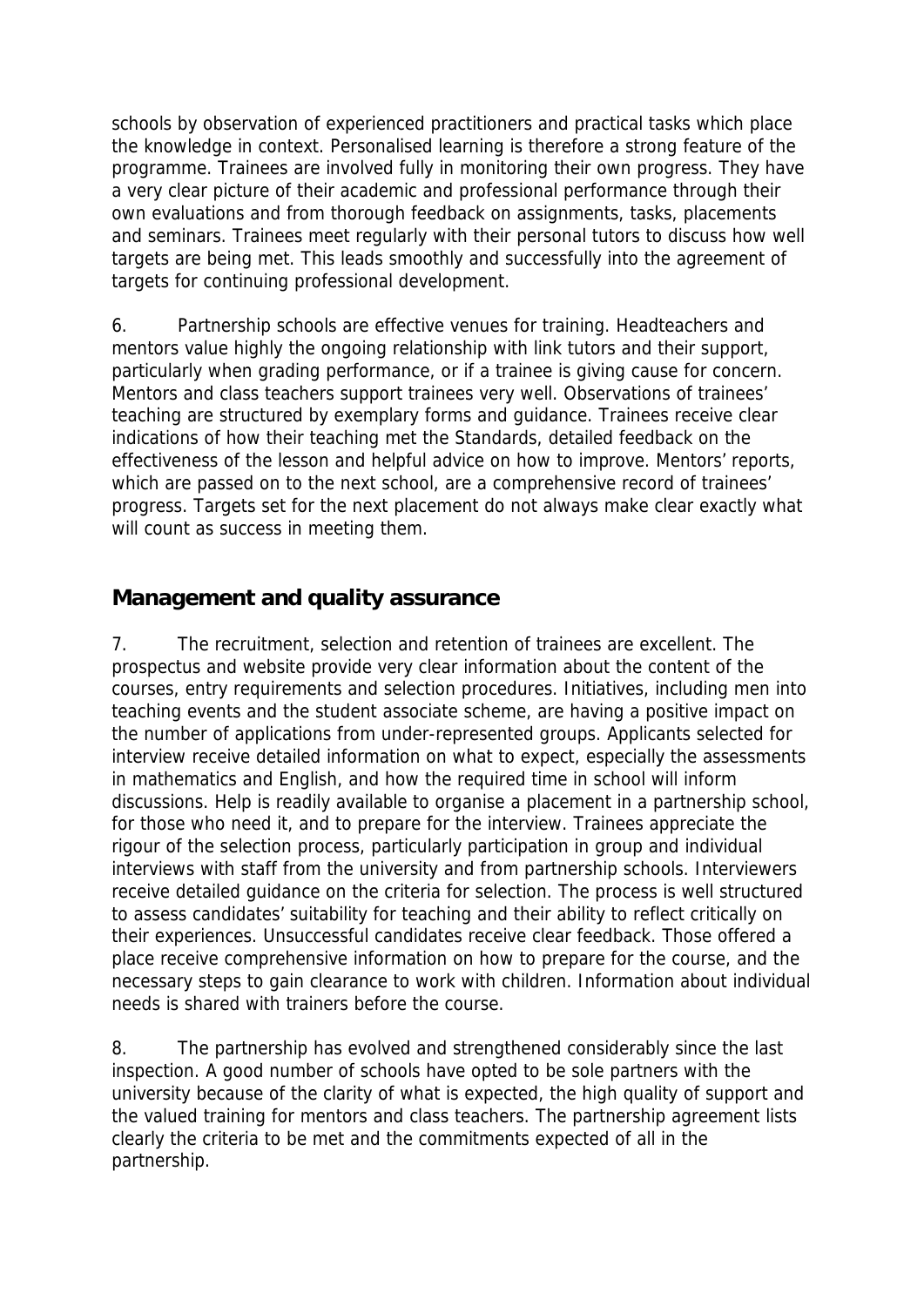schools by observation of experienced practitioners and practical tasks which place the knowledge in context. Personalised learning is therefore a strong feature of the programme. Trainees are involved fully in monitoring their own progress. They have a very clear picture of their academic and professional performance through their own evaluations and from thorough feedback on assignments, tasks, placements and seminars. Trainees meet regularly with their personal tutors to discuss how well targets are being met. This leads smoothly and successfully into the agreement of targets for continuing professional development.

6. Partnership schools are effective venues for training. Headteachers and mentors value highly the ongoing relationship with link tutors and their support, particularly when grading performance, or if a trainee is giving cause for concern. Mentors and class teachers support trainees very well. Observations of trainees' teaching are structured by exemplary forms and guidance. Trainees receive clear indications of how their teaching met the Standards, detailed feedback on the effectiveness of the lesson and helpful advice on how to improve. Mentors' reports, which are passed on to the next school, are a comprehensive record of trainees' progress. Targets set for the next placement do not always make clear exactly what will count as success in meeting them.

## Management and quality assurance

7. The recruitment, selection and retention of trainees are excellent. The prospectus and website provide very clear information about the content of the courses, entry requirements and selection procedures. Initiatives, including men into teaching events and the student associate scheme, are having a positive impact on the number of applications from under-represented groups. Applicants selected for interview receive detailed information on what to expect, especially the assessments in mathematics and English, and how the required time in school will inform discussions. Help is readily available to organise a placement in a partnership school, for those who need it, and to prepare for the interview. Trainees appreciate the rigour of the selection process, particularly participation in group and individual interviews with staff from the university and from partnership schools. Interviewers receive detailed guidance on the criteria for selection. The process is well structured to assess candidates' suitability for teaching and their ability to reflect critically on their experiences. Unsuccessful candidates receive clear feedback. Those offered a place receive comprehensive information on how to prepare for the course, and the necessary steps to gain clearance to work with children. Information about individual needs is shared with trainers before the course.

8. The partnership has evolved and strengthened considerably since the last inspection. A good number of schools have opted to be sole partners with the university because of the clarity of what is expected, the high quality of support and the valued training for mentors and class teachers. The partnership agreement lists clearly the criteria to be met and the commitments expected of all in the partnership.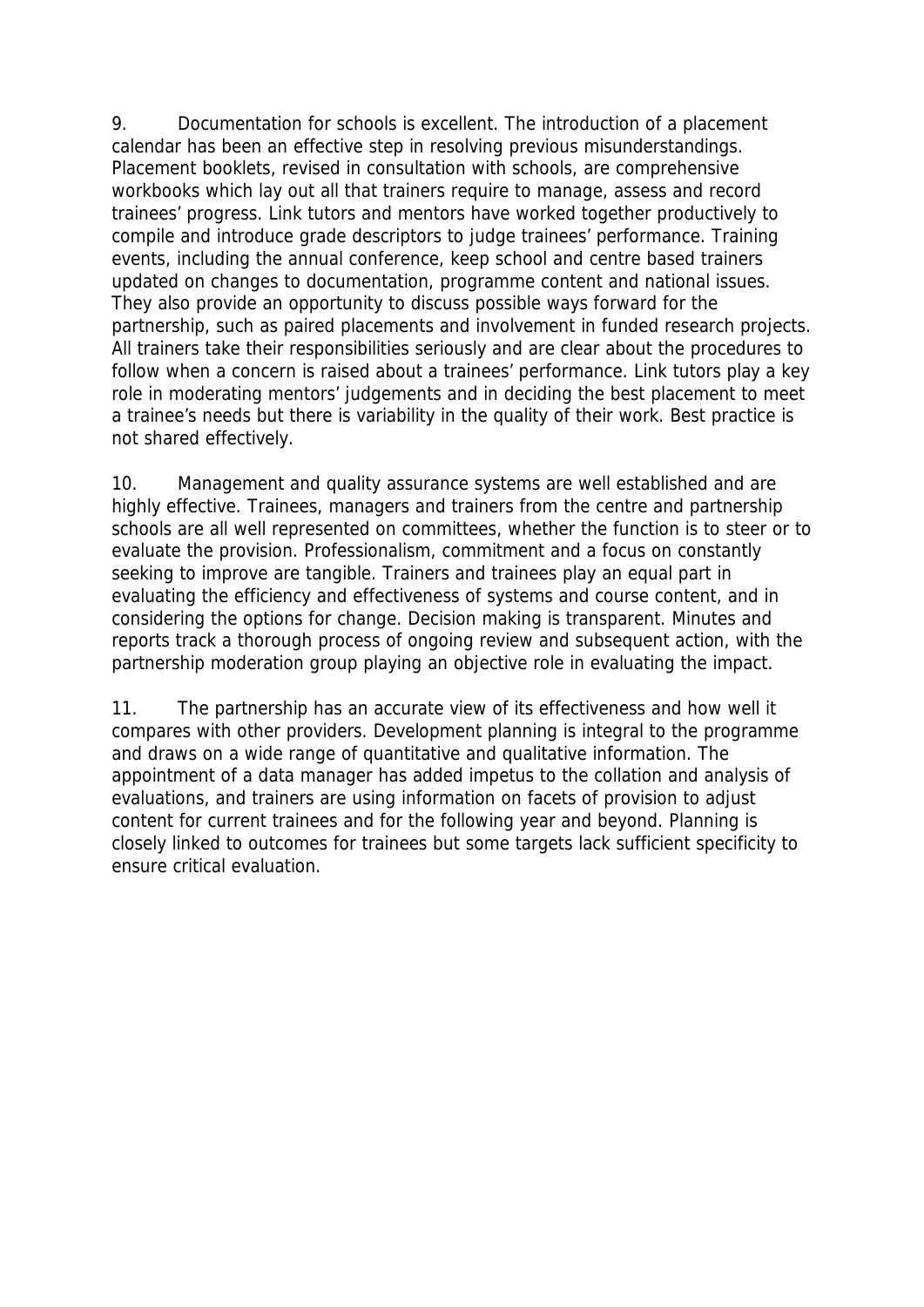9. Documentation for schools is excellent. The introduction of a placement calendar has been an effective step in resolving previous misunderstandings. Placement booklets, revised in consultation with schools, are comprehensive workbooks which lay out all that trainers require to manage, assess and record trainees' progress. Link tutors and mentors have worked together productively to compile and introduce grade descriptors to judge trainees' performance. Training events, including the annual conference, keep school and centre based trainers updated on changes to documentation, programme content and national issues. They also provide an opportunity to discuss possible ways forward for the partnership, such as paired placements and involvement in funded research projects. All trainers take their responsibilities seriously and are clear about the procedures to follow when a concern is raised about a trainees' performance. Link tutors play a key role in moderating mentors' judgements and in deciding the best placement to meet a trainee's needs but there is variability in the quality of their work. Best practice is not shared effectively.

10. Management and quality assurance systems are well established and are highly effective. Trainees, managers and trainers from the centre and partnership schools are all well represented on committees, whether the function is to steer or to evaluate the provision. Professionalism, commitment and a focus on constantly seeking to improve are tangible. Trainers and trainees play an equal part in evaluating the efficiency and effectiveness of systems and course content, and in considering the options for change. Decision making is transparent. Minutes and reports track a thorough process of ongoing review and subsequent action, with the partnership moderation group playing an objective role in evaluating the impact.

11. The partnership has an accurate view of its effectiveness and how well it compares with other providers. Development planning is integral to the programme and draws on a wide range of quantitative and qualitative information. The appointment of a data manager has added impetus to the collation and analysis of evaluations, and trainers are using information on facets of provision to adjust content for current trainees and for the following year and beyond. Planning is closely linked to outcomes for trainees but some targets lack sufficient specificity to ensure critical evaluation.